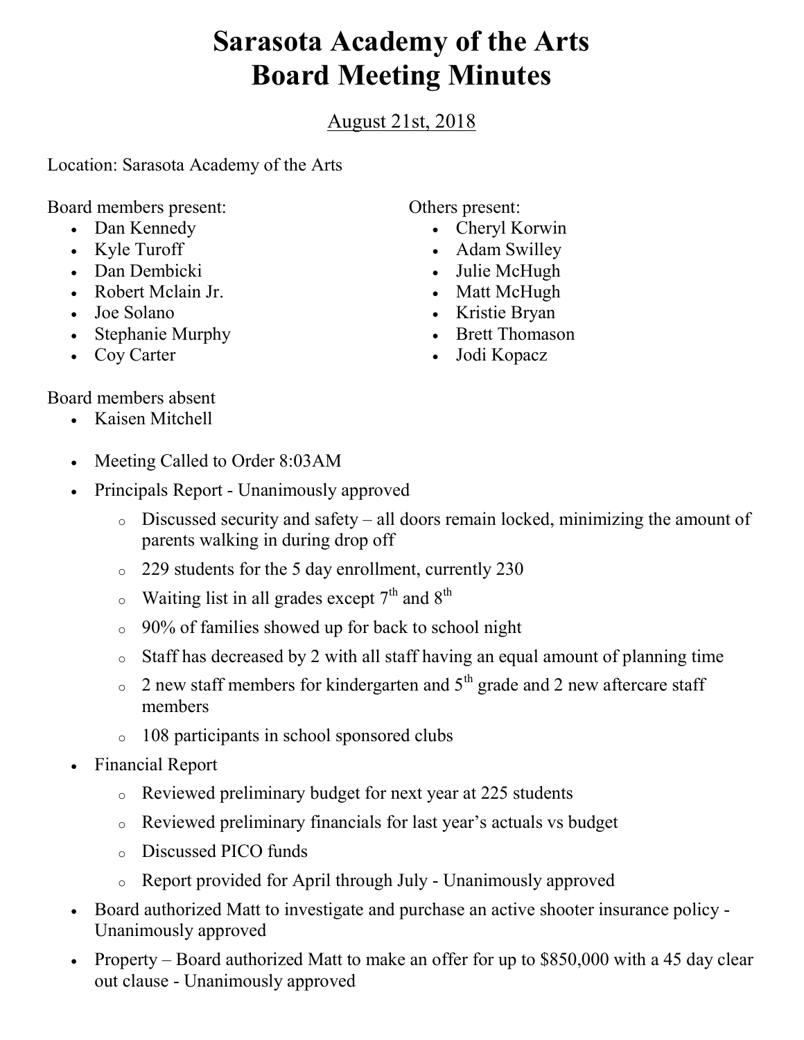# Sarasota Academy of the Arts
# Board Meeting Minutes

August 21st, 2018

Location: Sarasota Academy of the Arts

Board members present:

- Dan Kennedy
- Kyle Turoff
- Dan Dembicki
- Robert Mclain Jr.
- Joe Solano
- Stephanie Murphy
- Coy Carter

Others present:

- Cheryl Korwin
- Adam Swilley
- Julie McHugh
- Matt McHugh
- Kristie Bryan
- Brett Thomason
- Jodi Kopacz

Board members absent

- Kaisen Mitchell

- Meeting Called to Order 8:03AM
- Principals Report - Unanimously approved
  - Discussed security and safety – all doors remain locked, minimizing the amount of parents walking in during drop off
  - 229 students for the 5 day enrollment, currently 230
  - Waiting list in all grades except 7th and 8th
  - 90% of families showed up for back to school night
  - Staff has decreased by 2 with all staff having an equal amount of planning time
  - 2 new staff members for kindergarten and 5th grade and 2 new aftercare staff members
  - 108 participants in school sponsored clubs
- Financial Report
  - Reviewed preliminary budget for next year at 225 students
  - Reviewed preliminary financials for last year's actuals vs budget
  - Discussed PICO funds
  - Report provided for April through July - Unanimously approved
- Board authorized Matt to investigate and purchase an active shooter insurance policy - Unanimously approved
- Property – Board authorized Matt to make an offer for up to $850,000 with a 45 day clear out clause - Unanimously approved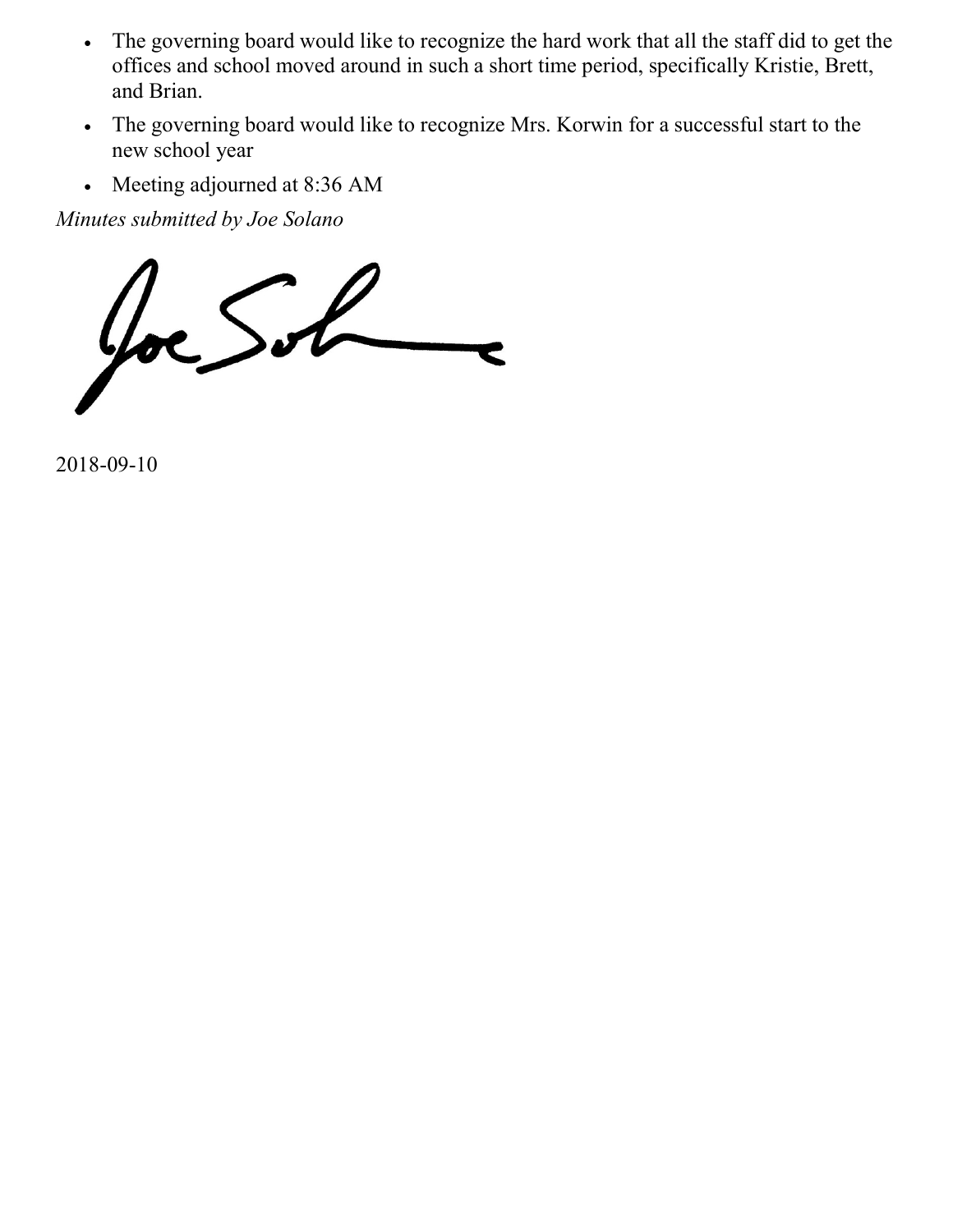- The governing board would like to recognize the hard work that all the staff did to get the offices and school moved around in such a short time period, specifically Kristie, Brett, and Brian.
- The governing board would like to recognize Mrs. Korwin for a successful start to the new school year
- Meeting adjourned at 8:36 AM

*Minutes submitted by Joe Solano*

2018-09-10